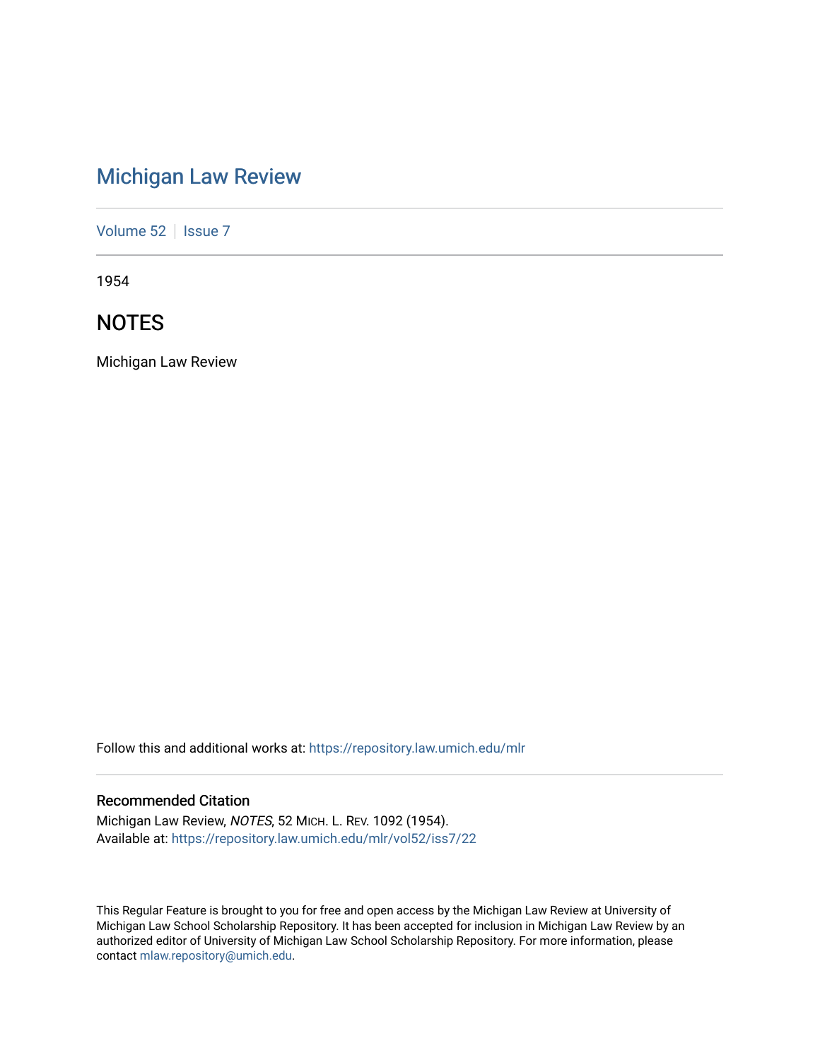# Michigan Law Review

Volume 52 | Issue 7

1954

## NOTES

Michigan Law Review

Follow this and additional works at: https://repository.law.umich.edu/mlr

### Recommended Citation

Michigan Law Review, *NOTES*, 52 MICH. L. REV. 1092 (1954).
Available at: https://repository.law.umich.edu/mlr/vol52/iss7/22

This Regular Feature is brought to you for free and open access by the Michigan Law Review at University of Michigan Law School Scholarship Repository. It has been accepted for inclusion in Michigan Law Review by an authorized editor of University of Michigan Law School Scholarship Repository. For more information, please contact mlaw.repository@umich.edu.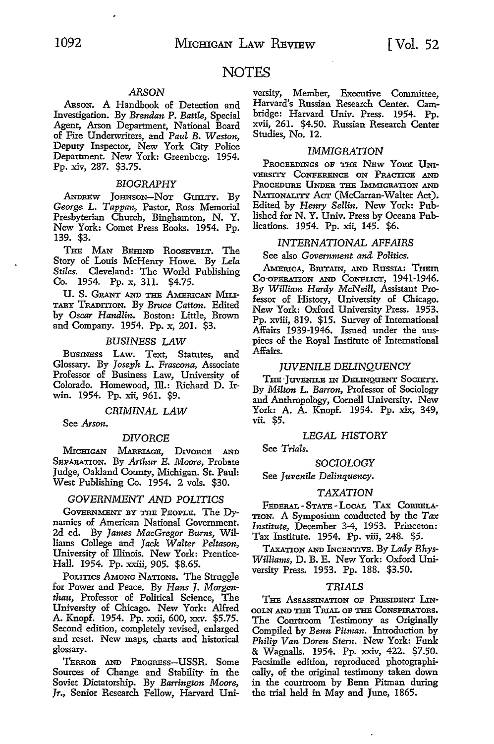## NOTES

### ARSON

ARSON. A Handbook of Detection and Investigation. By *Brendan P. Battle*, Special Agent, Arson Department, National Board of Fire Underwriters, and *Paul B. Weston*, Deputy Inspector, New York City Police Department. New York: Greenberg. 1954. Pp. xiv, 287. $3.75.

### BIOGRAPHY

ANDREW JOHNSON—NOT GUILTY. By *George L. Tappan*, Pastor, Ross Memorial Presbyterian Church, Binghamton, N. Y. New York: Comet Press Books. 1954. Pp. 139. $3.

THE MAN BEHIND ROOSEVELT. The Story of Louis McHenry Howe. By *Lela Stiles*. Cleveland: The World Publishing Co. 1954. Pp. x, 311. $4.75.

U. S. GRANT AND THE AMERICAN MILITARY TRADITION. By *Bruce Catton*. Edited by *Oscar Handlin*. Boston: Little, Brown and Company. 1954. Pp. x, 201. $3.

### BUSINESS LAW

BUSINESS LAW. Text, Statutes, and Glossary. By *Joseph L. Frascona*, Associate Professor of Business Law, University of Colorado. Homewood, Ill.: Richard D. Irwin. 1954. Pp. xii, 961. $9.

### CRIMINAL LAW

See *Arson*.

### DIVORCE

MICHIGAN MARRIAGE, DIVORCE AND SEPARATION. By *Arthur E. Moore*, Probate Judge, Oakland County, Michigan. St. Paul: West Publishing Co. 1954. 2 vols. $30.

### GOVERNMENT AND POLITICS

GOVERNMENT BY THE PEOPLE. The Dynamics of American National Government. 2d ed. By *James MacGregor Burns*, Williams College and *Jack Walter Peltason*, University of Illinois. New York: Prentice-Hall. 1954. Pp. xxiii, 905. $8.65.

POLITICS AMONG NATIONS. The Struggle for Power and Peace. By *Hans J. Morgenthau*, Professor of Political Science, The University of Chicago. New York: Alfred A. Knopf. 1954. Pp. xxii, 600, xxv. $5.75. Second edition, completely revised, enlarged and reset. New maps, charts and historical glossary.

TERROR AND PROGRESS—USSR. Some Sources of Change and Stability in the Soviet Dictatorship. By *Barrington Moore, Jr.*, Senior Research Fellow, Harvard University, Member, Executive Committee, Harvard's Russian Research Center. Cambridge: Harvard Univ. Press. 1954. Pp. xvii, 261. $4.50. Russian Research Center Studies, No. 12.

### IMMIGRATION

PROCEEDINGS OF THE NEW YORK UNIVERSITY CONFERENCE ON PRACTICE AND PROCEDURE UNDER THE IMMIGRATION AND NATIONALITY ACT (McCarran-Walter Act). Edited by *Henry Sellin*. New York: Published for N. Y. Univ. Press by Oceana Publications. 1954. Pp. xii, 145. $6.

### INTERNATIONAL AFFAIRS

See also *Government and Politics*.

AMERICA, BRITAIN, AND RUSSIA: THEIR CO-OPERATION AND CONFLICT, 1941-1946. By *William Hardy McNeill*, Assistant Professor of History, University of Chicago. New York: Oxford University Press. 1953. Pp. xviii, 819. $15. Survey of International Affairs 1939-1946. Issued under the auspices of the Royal Institute of International Affairs.

### JUVENILE DELINQUENCY

THE JUVENILE IN DELINQUENT SOCIETY. By *Milton L. Barron*, Professor of Sociology and Anthropology, Cornell University. New York: A. A. Knopf. 1954. Pp. xix, 349, vii. $5.

### LEGAL HISTORY

See *Trials*.

### SOCIOLOGY

See *Juvenile Delinquency*.

### TAXATION

FEDERAL - STATE - LOCAL TAX CORRELATION. A Symposium conducted by the *Tax Institute*, December 3-4, 1953. Princeton: Tax Institute. 1954. Pp. viii, 248. $5.

TAXATION AND INCENTIVE. By *Lady Rhys-Williams*, D. B. E. New York: Oxford University Press. 1953. Pp. 188. $3.50.

### TRIALS

THE ASSASSINATION OF PRESIDENT LINCOLN AND THE TRIAL OF THE CONSPIRATORS. The Courtroom Testimony as Originally Compiled by *Benn Pitman*. Introduction by *Philip Van Doren Stern*. New York: Funk & Wagnalls. 1954. Pp. xxiv, 422. $7.50. Facsimile edition, reproduced photographically, of the original testimony taken down in the courtroom by Benn Pitman during the trial held in May and June, 1865.